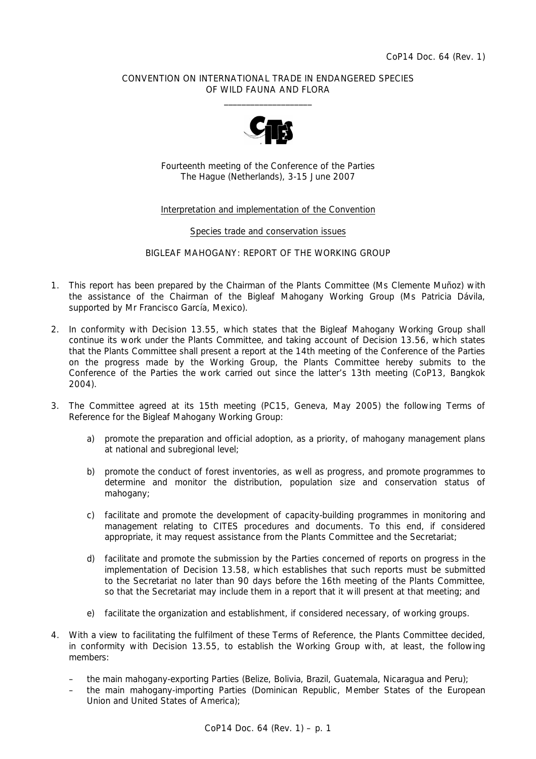CoP14 Doc. 64 (Rev. 1)

CONVENTION ON INTERNATIONAL TRADE IN ENDANGERED SPECIES OF WILD FAUNA AND FLORA

\_\_\_\_\_\_\_\_\_\_\_\_\_\_\_\_\_\_\_\_

Fourteenth meeting of the Conference of the Parties
The Hague (Netherlands), 3-15 June 2007

Interpretation and implementation of the Convention

Species trade and conservation issues

BIGLEAF MAHOGANY: REPORT OF THE WORKING GROUP

1. This report has been prepared by the Chairman of the Plants Committee (Ms Clemente Muñoz) with the assistance of the Chairman of the Bigleaf Mahogany Working Group (Ms Patricia Dávila, supported by Mr Francisco García, Mexico).

2. In conformity with Decision 13.55, which states that the Bigleaf Mahogany Working Group shall continue its work under the Plants Committee, and taking account of Decision 13.56, which states that the Plants Committee shall present a report at the 14th meeting of the Conference of the Parties on the progress made by the Working Group, the Plants Committee hereby submits to the Conference of the Parties the work carried out since the latter's 13th meeting (CoP13, Bangkok 2004).

3. The Committee agreed at its 15th meeting (PC15, Geneva, May 2005) the following Terms of Reference for the Bigleaf Mahogany Working Group:

   a) promote the preparation and official adoption, as a priority, of mahogany management plans at national and subregional level;

   b) promote the conduct of forest inventories, as well as progress, and promote programmes to determine and monitor the distribution, population size and conservation status of mahogany;

   c) facilitate and promote the development of capacity-building programmes in monitoring and management relating to CITES procedures and documents. To this end, if considered appropriate, it may request assistance from the Plants Committee and the Secretariat;

   d) facilitate and promote the submission by the Parties concerned of reports on progress in the implementation of Decision 13.58, which establishes that such reports must be submitted to the Secretariat no later than 90 days before the 16th meeting of the Plants Committee, so that the Secretariat may include them in a report that it will present at that meeting; and

   e) facilitate the organization and establishment, if considered necessary, of working groups.

4. With a view to facilitating the fulfilment of these Terms of Reference, the Plants Committee decided, in conformity with Decision 13.55, to establish the Working Group with, at least, the following members:

   – the main mahogany-exporting Parties (Belize, Bolivia, Brazil, Guatemala, Nicaragua and Peru);
   – the main mahogany-importing Parties (Dominican Republic, Member States of the European Union and United States of America);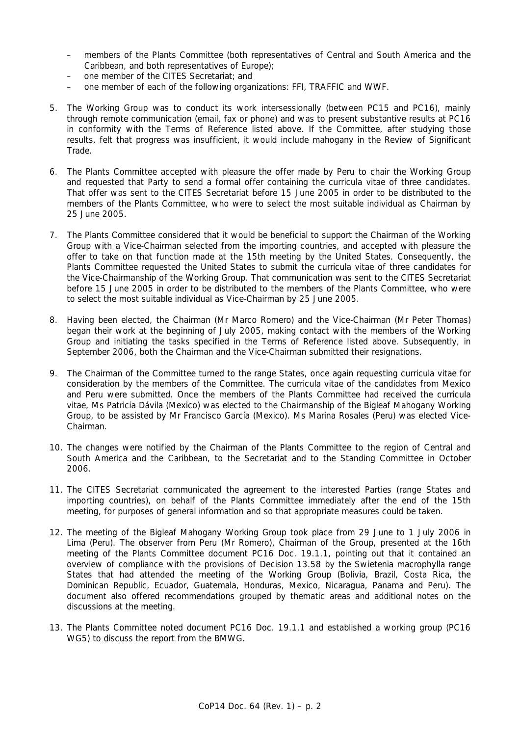- members of the Plants Committee (both representatives of Central and South America and the Caribbean, and both representatives of Europe);
- one member of the CITES Secretariat; and
- one member of each of the following organizations: FFI, TRAFFIC and WWF.

5. The Working Group was to conduct its work intersessionally (between PC15 and PC16), mainly through remote communication (email, fax or phone) and was to present substantive results at PC16 in conformity with the Terms of Reference listed above. If the Committee, after studying those results, felt that progress was insufficient, it would include mahogany in the Review of Significant Trade.

6. The Plants Committee accepted with pleasure the offer made by Peru to chair the Working Group and requested that Party to send a formal offer containing the curricula vitae of three candidates. That offer was sent to the CITES Secretariat before 15 June 2005 in order to be distributed to the members of the Plants Committee, who were to select the most suitable individual as Chairman by 25 June 2005.

7. The Plants Committee considered that it would be beneficial to support the Chairman of the Working Group with a Vice-Chairman selected from the importing countries, and accepted with pleasure the offer to take on that function made at the 15th meeting by the United States. Consequently, the Plants Committee requested the United States to submit the curricula vitae of three candidates for the Vice-Chairmanship of the Working Group. That communication was sent to the CITES Secretariat before 15 June 2005 in order to be distributed to the members of the Plants Committee, who were to select the most suitable individual as Vice-Chairman by 25 June 2005.

8. Having been elected, the Chairman (Mr Marco Romero) and the Vice-Chairman (Mr Peter Thomas) began their work at the beginning of July 2005, making contact with the members of the Working Group and initiating the tasks specified in the Terms of Reference listed above. Subsequently, in September 2006, both the Chairman and the Vice-Chairman submitted their resignations.

9. The Chairman of the Committee turned to the range States, once again requesting curricula vitae for consideration by the members of the Committee. The curricula vitae of the candidates from Mexico and Peru were submitted. Once the members of the Plants Committee had received the curricula vitae, Ms Patricia Dávila (Mexico) was elected to the Chairmanship of the Bigleaf Mahogany Working Group, to be assisted by Mr Francisco García (Mexico). Ms Marina Rosales (Peru) was elected Vice-Chairman.

10. The changes were notified by the Chairman of the Plants Committee to the region of Central and South America and the Caribbean, to the Secretariat and to the Standing Committee in October 2006.

11. The CITES Secretariat communicated the agreement to the interested Parties (range States and importing countries), on behalf of the Plants Committee immediately after the end of the 15th meeting, for purposes of general information and so that appropriate measures could be taken.

12. The meeting of the Bigleaf Mahogany Working Group took place from 29 June to 1 July 2006 in Lima (Peru). The observer from Peru (Mr Romero), Chairman of the Group, presented at the 16th meeting of the Plants Committee document PC16 Doc. 19.1.1, pointing out that it contained an overview of compliance with the provisions of Decision 13.58 by the *Swietenia macrophylla* range States that had attended the meeting of the Working Group (Bolivia, Brazil, Costa Rica, the Dominican Republic, Ecuador, Guatemala, Honduras, Mexico, Nicaragua, Panama and Peru). The document also offered recommendations grouped by thematic areas and additional notes on the discussions at the meeting.

13. The Plants Committee noted document PC16 Doc. 19.1.1 and established a working group (PC16 WG5) to discuss the report from the BMWG.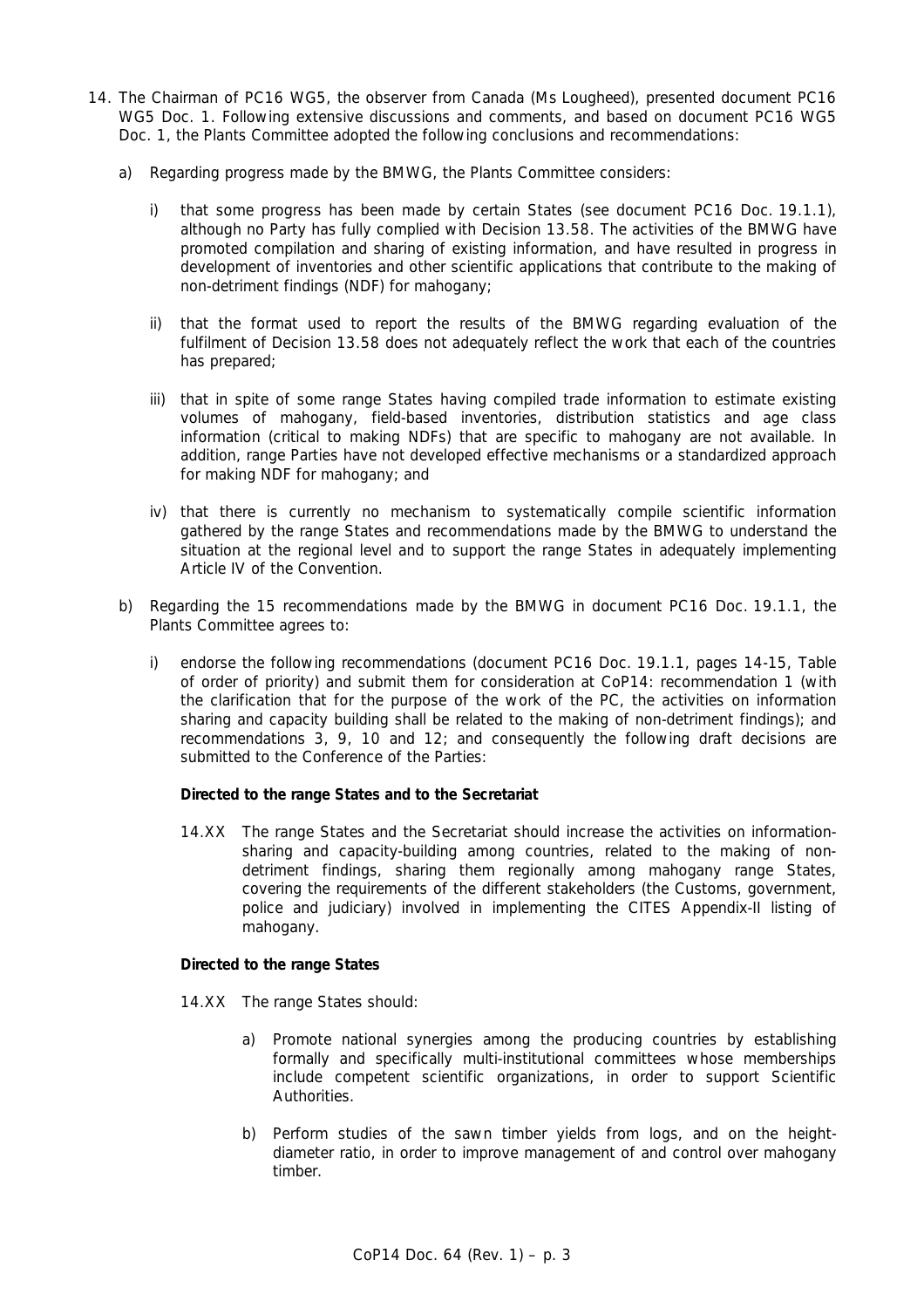14. The Chairman of PC16 WG5, the observer from Canada (Ms Lougheed), presented document PC16 WG5 Doc. 1. Following extensive discussions and comments, and based on document PC16 WG5 Doc. 1, the Plants Committee adopted the following conclusions and recommendations:

    a) Regarding progress made by the BMWG, the Plants Committee considers:

        i) that some progress has been made by certain States (see document PC16 Doc. 19.1.1), although no Party has fully complied with Decision 13.58. The activities of the BMWG have promoted compilation and sharing of existing information, and have resulted in progress in development of inventories and other scientific applications that contribute to the making of non-detriment findings (NDF) for mahogany;

        ii) that the format used to report the results of the BMWG regarding evaluation of the fulfilment of Decision 13.58 does not adequately reflect the work that each of the countries has prepared;

        iii) that in spite of some range States having compiled trade information to estimate existing volumes of mahogany, field-based inventories, distribution statistics and age class information (critical to making NDFs) that are specific to mahogany are not available. In addition, range Parties have not developed effective mechanisms or a standardized approach for making NDF for mahogany; and

        iv) that there is currently no mechanism to systematically compile scientific information gathered by the range States and recommendations made by the BMWG to understand the situation at the regional level and to support the range States in adequately implementing Article IV of the Convention.

    b) Regarding the 15 recommendations made by the BMWG in document PC16 Doc. 19.1.1, the Plants Committee agrees to:

        i) endorse the following recommendations (document PC16 Doc. 19.1.1, pages 14-15, Table of order of priority) and submit them for consideration at CoP14: recommendation 1 (with the clarification that for the purpose of the work of the PC, the activities on information sharing and capacity building shall be related to the making of non-detriment findings); and recommendations 3, 9, 10 and 12; and consequently the following draft decisions are submitted to the Conference of the Parties:

        **Directed to the range States and to the Secretariat**

        14.XX The range States and the Secretariat should increase the activities on information-sharing and capacity-building among countries, related to the making of non-detriment findings, sharing them regionally among mahogany range States, covering the requirements of the different stakeholders (the Customs, government, police and judiciary) involved in implementing the CITES Appendix-II listing of mahogany.

        **Directed to the range States**

        14.XX The range States should:

        a) Promote national synergies among the producing countries by establishing formally and specifically multi-institutional committees whose memberships include competent scientific organizations, in order to support Scientific Authorities.

        b) Perform studies of the sawn timber yields from logs, and on the height-diameter ratio, in order to improve management of and control over mahogany timber.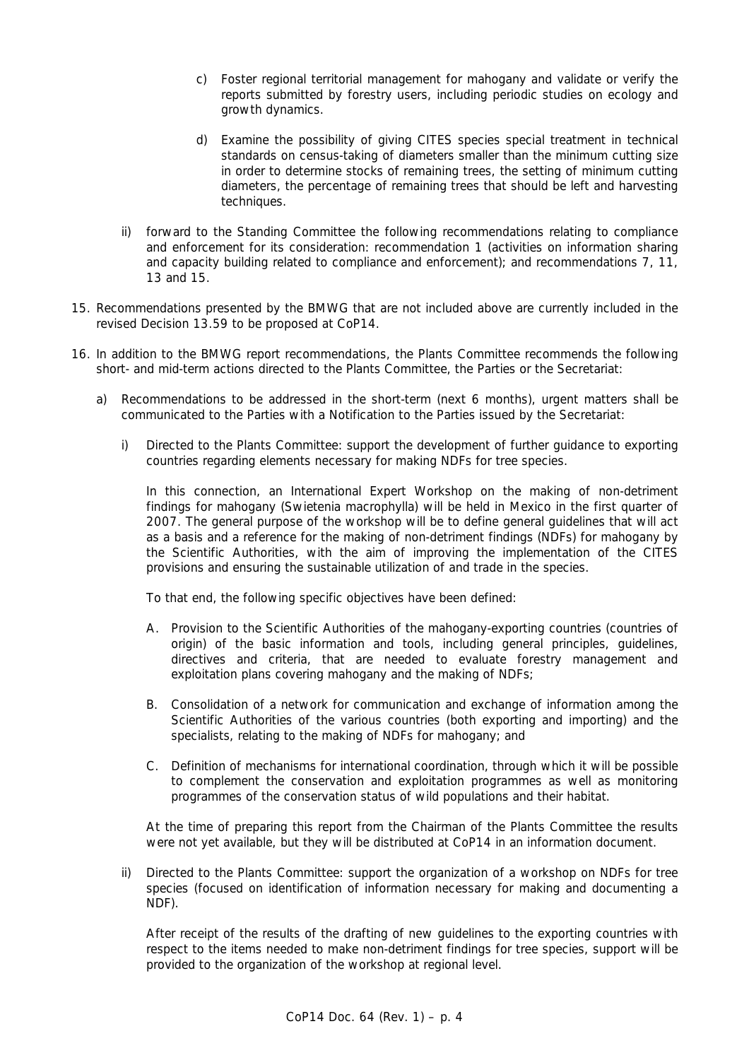c) Foster regional territorial management for mahogany and validate or verify the reports submitted by forestry users, including periodic studies on ecology and growth dynamics.

   d) Examine the possibility of giving CITES species special treatment in technical standards on census-taking of diameters smaller than the minimum cutting size in order to determine stocks of remaining trees, the setting of minimum cutting diameters, the percentage of remaining trees that should be left and harvesting techniques.

   ii) forward to the Standing Committee the following recommendations relating to compliance and enforcement for its consideration: recommendation 1 (activities on information sharing and capacity building related to compliance and enforcement); and recommendations 7, 11, 13 and 15.

15. Recommendations presented by the BMWG that are not included above are currently included in the revised Decision 13.59 to be proposed at CoP14.

16. In addition to the BMWG report recommendations, the Plants Committee recommends the following short- and mid-term actions directed to the Plants Committee, the Parties or the Secretariat:

   a) Recommendations to be addressed in the short-term (next 6 months), urgent matters shall be communicated to the Parties with a Notification to the Parties issued by the Secretariat:

      i) Directed to the Plants Committee: support the development of further guidance to exporting countries regarding elements necessary for making NDFs for tree species.

      In this connection, an International Expert Workshop on the making of non-detriment findings for mahogany (*Swietenia macrophylla*) will be held in Mexico in the first quarter of 2007. The general purpose of the workshop will be to define general guidelines that will act as a basis and a reference for the making of non-detriment findings (NDFs) for mahogany by the Scientific Authorities, with the aim of improving the implementation of the CITES provisions and ensuring the sustainable utilization of and trade in the species.

      To that end, the following specific objectives have been defined:

      A. Provision to the Scientific Authorities of the mahogany-exporting countries (countries of origin) of the basic information and tools, including general principles, guidelines, directives and criteria, that are needed to evaluate forestry management and exploitation plans covering mahogany and the making of NDFs;

      B. Consolidation of a network for communication and exchange of information among the Scientific Authorities of the various countries (both exporting and importing) and the specialists, relating to the making of NDFs for mahogany; and

      C. Definition of mechanisms for international coordination, through which it will be possible to complement the conservation and exploitation programmes as well as monitoring programmes of the conservation status of wild populations and their habitat.

      At the time of preparing this report from the Chairman of the Plants Committee the results were not yet available, but they will be distributed at CoP14 in an information document.

      ii) Directed to the Plants Committee: support the organization of a workshop on NDFs for tree species (focused on identification of information necessary for making and documenting a NDF).

      After receipt of the results of the drafting of new guidelines to the exporting countries with respect to the items needed to make non-detriment findings for tree species, support will be provided to the organization of the workshop at regional level.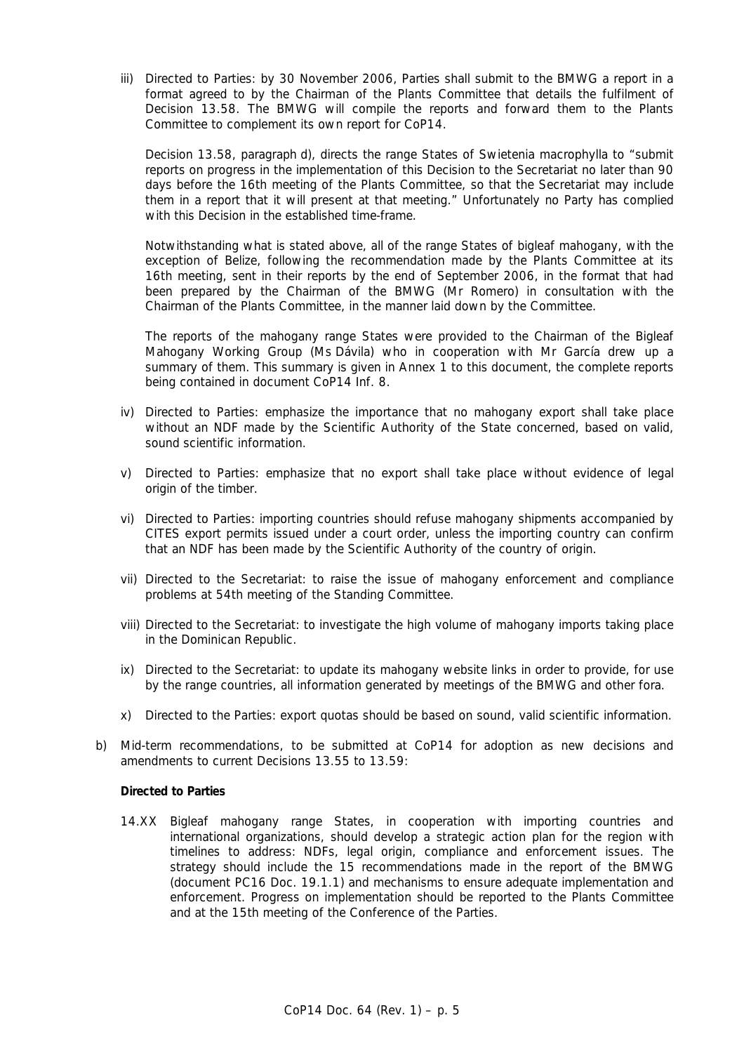iii) Directed to Parties: by 30 November 2006, Parties shall submit to the BMWG a report in a format agreed to by the Chairman of the Plants Committee that details the fulfilment of Decision 13.58. The BMWG will compile the reports and forward them to the Plants Committee to complement its own report for CoP14.

   Decision 13.58, paragraph d), directs the range States of *Swietenia macrophylla* to "submit reports on progress in the implementation of this Decision to the Secretariat no later than 90 days before the 16th meeting of the Plants Committee, so that the Secretariat may include them in a report that it will present at that meeting." Unfortunately no Party has complied with this Decision in the established time-frame.

   Notwithstanding what is stated above, all of the range States of bigleaf mahogany, with the exception of Belize, following the recommendation made by the Plants Committee at its 16th meeting, sent in their reports by the end of September 2006, in the format that had been prepared by the Chairman of the BMWG (Mr Romero) in consultation with the Chairman of the Plants Committee, in the manner laid down by the Committee.

   The reports of the mahogany range States were provided to the Chairman of the Bigleaf Mahogany Working Group (Ms Dávila) who in cooperation with Mr García drew up a summary of them. This summary is given in Annex 1 to this document, the complete reports being contained in document CoP14 Inf. 8.

iv) Directed to Parties: emphasize the importance that no mahogany export shall take place without an NDF made by the Scientific Authority of the State concerned, based on valid, sound scientific information.

v) Directed to Parties: emphasize that no export shall take place without evidence of legal origin of the timber.

vi) Directed to Parties: importing countries should refuse mahogany shipments accompanied by CITES export permits issued under a court order, unless the importing country can confirm that an NDF has been made by the Scientific Authority of the country of origin.

vii) Directed to the Secretariat: to raise the issue of mahogany enforcement and compliance problems at 54th meeting of the Standing Committee.

viii) Directed to the Secretariat: to investigate the high volume of mahogany imports taking place in the Dominican Republic.

ix) Directed to the Secretariat: to update its mahogany website links in order to provide, for use by the range countries, all information generated by meetings of the BMWG and other fora.

x) Directed to the Parties: export quotas should be based on sound, valid scientific information.

b) Mid-term recommendations, to be submitted at CoP14 for adoption as new decisions and amendments to current Decisions 13.55 to 13.59:

   **Directed to Parties**

   14.XX Bigleaf mahogany range States, in cooperation with importing countries and international organizations, should develop a strategic action plan for the region with timelines to address: NDFs, legal origin, compliance and enforcement issues. The strategy should include the 15 recommendations made in the report of the BMWG (document PC16 Doc. 19.1.1) and mechanisms to ensure adequate implementation and enforcement. Progress on implementation should be reported to the Plants Committee and at the 15th meeting of the Conference of the Parties.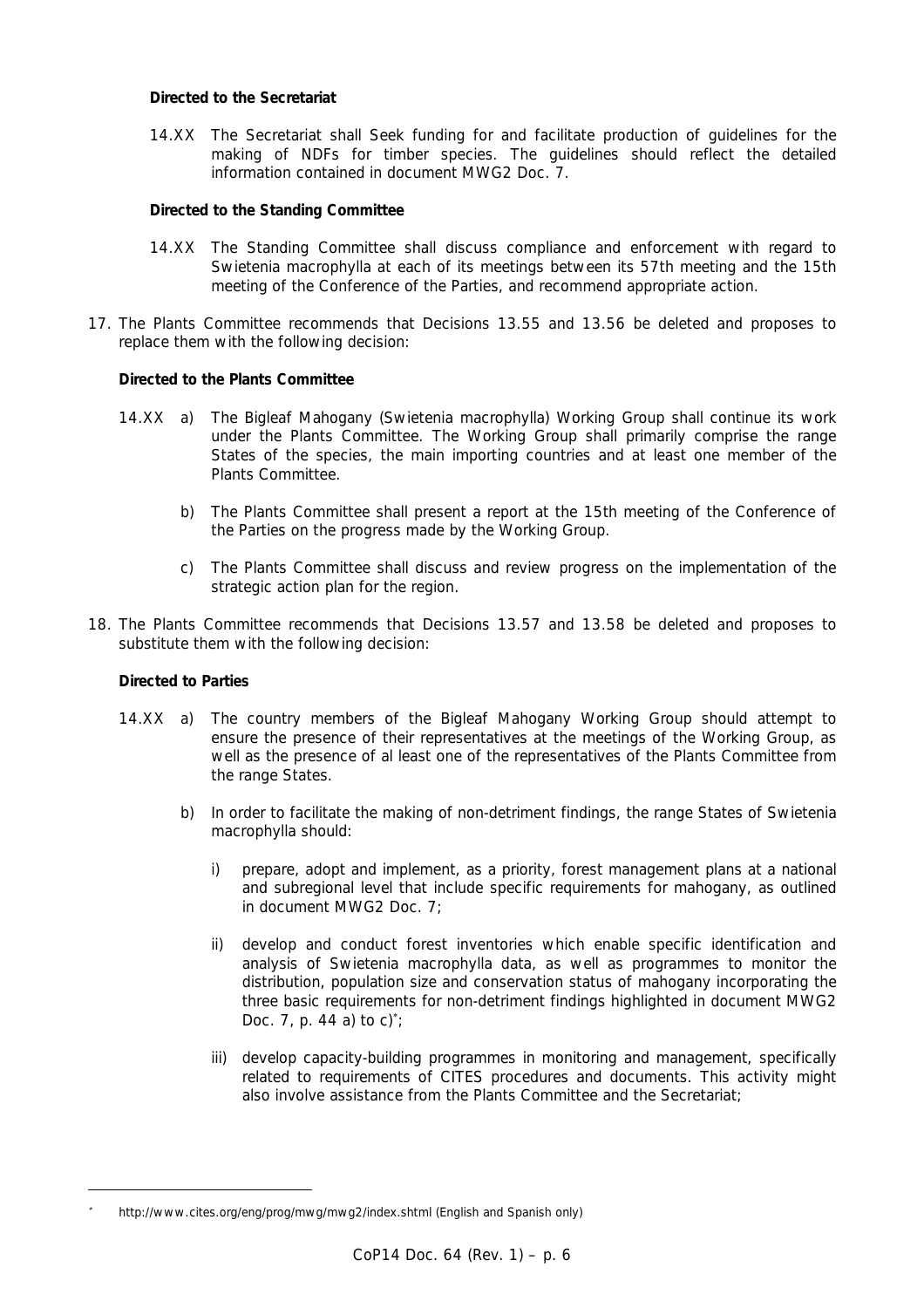**Directed to the Secretariat**

14.XX The Secretariat shall Seek funding for and facilitate production of guidelines for the making of NDFs for timber species. The guidelines should reflect the detailed information contained in document MWG2 Doc. 7.

**Directed to the Standing Committee**

14.XX The Standing Committee shall discuss compliance and enforcement with regard to Swietenia macrophylla at each of its meetings between its 57th meeting and the 15th meeting of the Conference of the Parties, and recommend appropriate action.

17. The Plants Committee recommends that Decisions 13.55 and 13.56 be deleted and proposes to replace them with the following decision:

**Directed to the Plants Committee**

14.XX a) The Bigleaf Mahogany (Swietenia macrophylla) Working Group shall continue its work under the Plants Committee. The Working Group shall primarily comprise the range States of the species, the main importing countries and at least one member of the Plants Committee.

b) The Plants Committee shall present a report at the 15th meeting of the Conference of the Parties on the progress made by the Working Group.

c) The Plants Committee shall discuss and review progress on the implementation of the strategic action plan for the region.

18. The Plants Committee recommends that Decisions 13.57 and 13.58 be deleted and proposes to substitute them with the following decision:

**Directed to Parties**

14.XX a) The country members of the Bigleaf Mahogany Working Group should attempt to ensure the presence of their representatives at the meetings of the Working Group, as well as the presence of al least one of the representatives of the Plants Committee from the range States.

b) In order to facilitate the making of non-detriment findings, the range States of Swietenia macrophylla should:

i) prepare, adopt and implement, as a priority, forest management plans at a national and subregional level that include specific requirements for mahogany, as outlined in document MWG2 Doc. 7;

ii) develop and conduct forest inventories which enable specific identification and analysis of Swietenia macrophylla data, as well as programmes to monitor the distribution, population size and conservation status of mahogany incorporating the three basic requirements for non-detriment findings highlighted in document MWG2 Doc. 7, p. 44 a) to c)*;

iii) develop capacity-building programmes in monitoring and management, specifically related to requirements of CITES procedures and documents. This activity might also involve assistance from the Plants Committee and the Secretariat;

---

* http://www.cites.org/eng/prog/mwg/mwg2/index.shtml (English and Spanish only)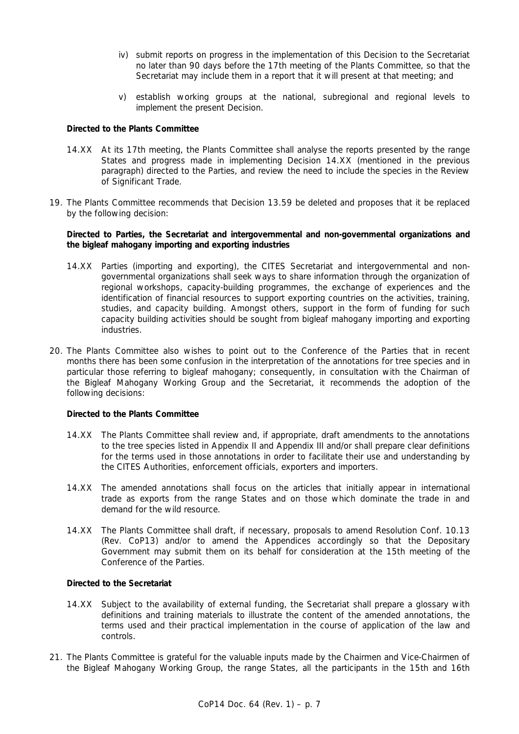iv) submit reports on progress in the implementation of this Decision to the Secretariat no later than 90 days before the 17th meeting of the Plants Committee, so that the Secretariat may include them in a report that it will present at that meeting; and

v) establish working groups at the national, subregional and regional levels to implement the present Decision.

**Directed to the Plants Committee**

14.XX At its 17th meeting, the Plants Committee shall analyse the reports presented by the range States and progress made in implementing Decision 14.XX (mentioned in the previous paragraph) directed to the Parties, and review the need to include the species in the Review of Significant Trade.

19. The Plants Committee recommends that Decision 13.59 be deleted and proposes that it be replaced by the following decision:

**Directed to Parties, the Secretariat and intergovernmental and non-governmental organizations and the bigleaf mahogany importing and exporting industries**

14.XX Parties (importing and exporting), the CITES Secretariat and intergovernmental and non-governmental organizations shall seek ways to share information through the organization of regional workshops, capacity-building programmes, the exchange of experiences and the identification of financial resources to support exporting countries on the activities, training, studies, and capacity building. Amongst others, support in the form of funding for such capacity building activities should be sought from bigleaf mahogany importing and exporting industries.

20. The Plants Committee also wishes to point out to the Conference of the Parties that in recent months there has been some confusion in the interpretation of the annotations for tree species and in particular those referring to bigleaf mahogany; consequently, in consultation with the Chairman of the Bigleaf Mahogany Working Group and the Secretariat, it recommends the adoption of the following decisions:

**Directed to the Plants Committee**

14.XX The Plants Committee shall review and, if appropriate, draft amendments to the annotations to the tree species listed in Appendix II and Appendix III and/or shall prepare clear definitions for the terms used in those annotations in order to facilitate their use and understanding by the CITES Authorities, enforcement officials, exporters and importers.

14.XX The amended annotations shall focus on the articles that initially appear in international trade as exports from the range States and on those which dominate the trade in and demand for the wild resource.

14.XX The Plants Committee shall draft, if necessary, proposals to amend Resolution Conf. 10.13 (Rev. CoP13) and/or to amend the Appendices accordingly so that the Depositary Government may submit them on its behalf for consideration at the 15th meeting of the Conference of the Parties.

**Directed to the Secretariat**

14.XX Subject to the availability of external funding, the Secretariat shall prepare a glossary with definitions and training materials to illustrate the content of the amended annotations, the terms used and their practical implementation in the course of application of the law and controls.

21. The Plants Committee is grateful for the valuable inputs made by the Chairmen and Vice-Chairmen of the Bigleaf Mahogany Working Group, the range States, all the participants in the 15th and 16th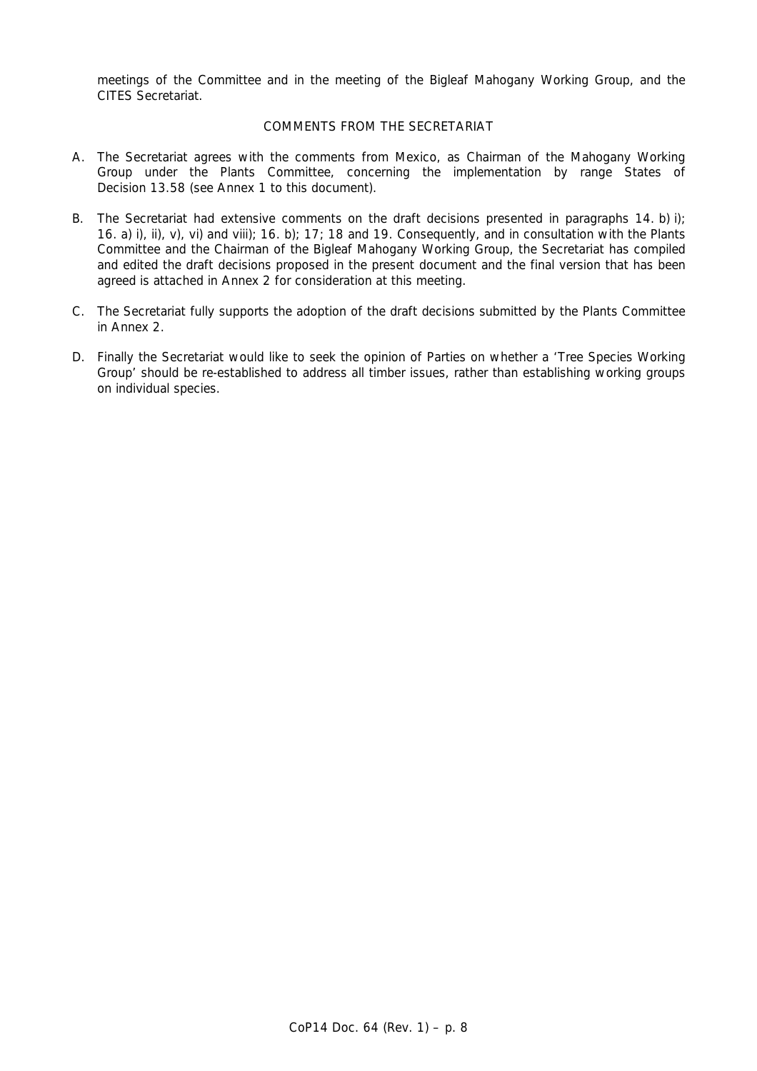meetings of the Committee and in the meeting of the Bigleaf Mahogany Working Group, and the CITES Secretariat.

## COMMENTS FROM THE SECRETARIAT

A. The Secretariat agrees with the comments from Mexico, as Chairman of the Mahogany Working Group under the Plants Committee, concerning the implementation by range States of Decision 13.58 (see Annex 1 to this document).

B. The Secretariat had extensive comments on the draft decisions presented in paragraphs 14. b) i); 16. a) i), ii), v), vi) and viii); 16. b); 17; 18 and 19. Consequently, and in consultation with the Plants Committee and the Chairman of the Bigleaf Mahogany Working Group, the Secretariat has compiled and edited the draft decisions proposed in the present document and the final version that has been agreed is attached in Annex 2 for consideration at this meeting.

C. The Secretariat fully supports the adoption of the draft decisions submitted by the Plants Committee in Annex 2.

D. Finally the Secretariat would like to seek the opinion of Parties on whether a 'Tree Species Working Group' should be re-established to address all timber issues, rather than establishing working groups on individual species.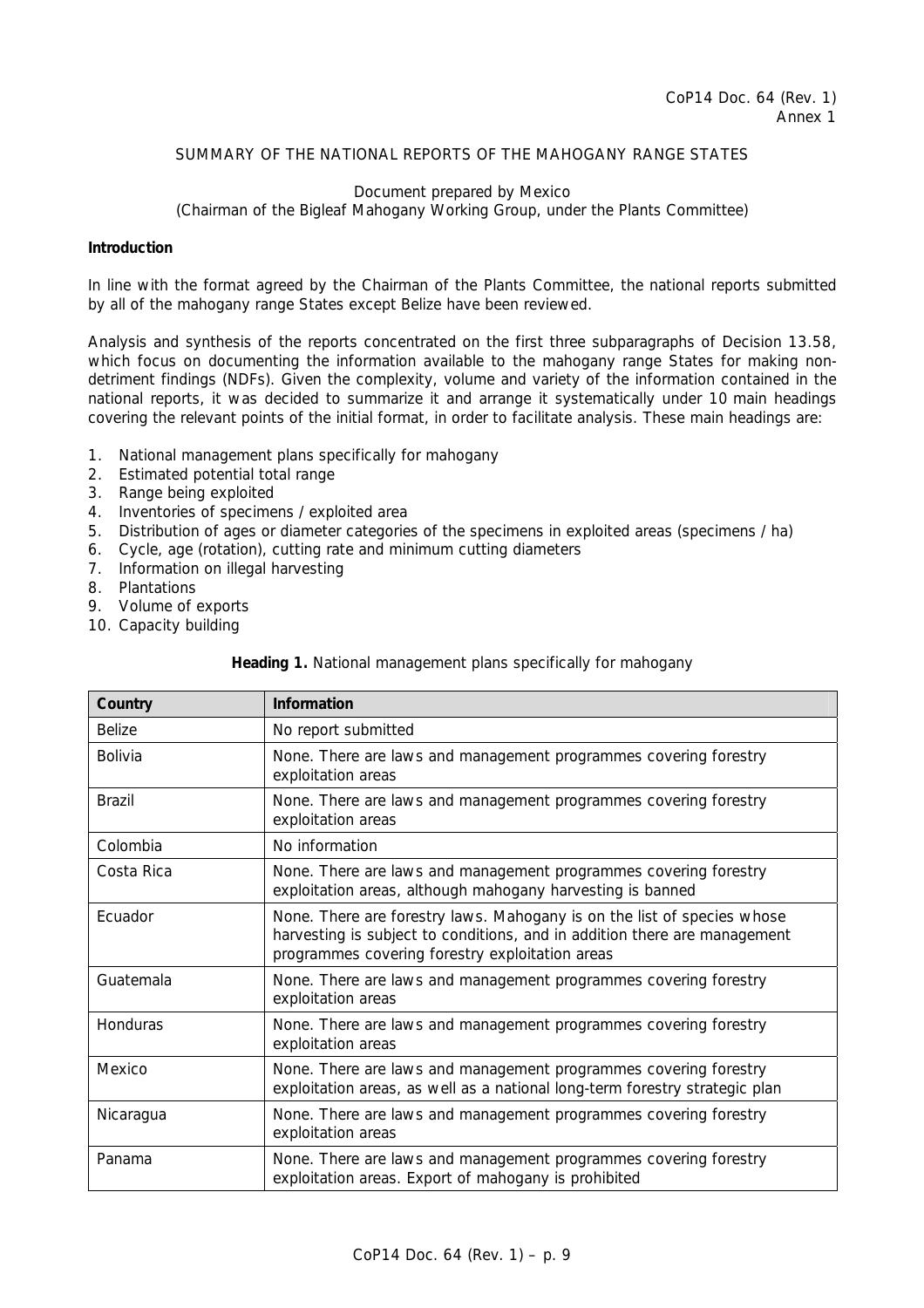CoP14 Doc. 64 (Rev. 1)
Annex 1

SUMMARY OF THE NATIONAL REPORTS OF THE MAHOGANY RANGE STATES

Document prepared by Mexico
(Chairman of the Bigleaf Mahogany Working Group, under the Plants Committee)

**Introduction**

In line with the format agreed by the Chairman of the Plants Committee, the national reports submitted by all of the mahogany range States except Belize have been reviewed.

Analysis and synthesis of the reports concentrated on the first three subparagraphs of Decision 13.58, which focus on documenting the information available to the mahogany range States for making non-detriment findings (NDFs). Given the complexity, volume and variety of the information contained in the national reports, it was decided to summarize it and arrange it systematically under 10 main headings covering the relevant points of the initial format, in order to facilitate analysis. These main headings are:

1. National management plans specifically for mahogany
2. Estimated potential total range
3. Range being exploited
4. Inventories of specimens / exploited area
5. Distribution of ages or diameter categories of the specimens in exploited areas (specimens / ha)
6. Cycle, age (rotation), cutting rate and minimum cutting diameters
7. Information on illegal harvesting
8. Plantations
9. Volume of exports
10. Capacity building

**Heading 1.** National management plans specifically for mahogany

| Country | Information |
|---|---|
| Belize | No report submitted |
| Bolivia | None. There are laws and management programmes covering forestry exploitation areas |
| Brazil | None. There are laws and management programmes covering forestry exploitation areas |
| Colombia | No information |
| Costa Rica | None. There are laws and management programmes covering forestry exploitation areas, although mahogany harvesting is banned |
| Ecuador | None. There are forestry laws. Mahogany is on the list of species whose harvesting is subject to conditions, and in addition there are management programmes covering forestry exploitation areas |
| Guatemala | None. There are laws and management programmes covering forestry exploitation areas |
| Honduras | None. There are laws and management programmes covering forestry exploitation areas |
| Mexico | None. There are laws and management programmes covering forestry exploitation areas, as well as a national long-term forestry strategic plan |
| Nicaragua | None. There are laws and management programmes covering forestry exploitation areas |
| Panama | None. There are laws and management programmes covering forestry exploitation areas. Export of mahogany is prohibited |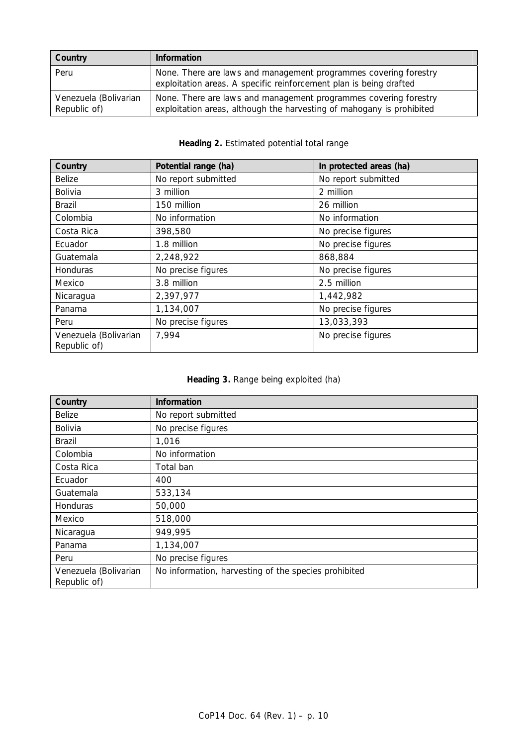| Country | Information |
|---|---|
| Peru | None. There are laws and management programmes covering forestry exploitation areas. A specific reinforcement plan is being drafted |
| Venezuela (Bolivarian Republic of) | None. There are laws and management programmes covering forestry exploitation areas, although the harvesting of mahogany is prohibited |

**Heading 2.** Estimated potential total range

| Country | Potential range (ha) | In protected areas (ha) |
|---|---|---|
| Belize | No report submitted | No report submitted |
| Bolivia | 3 million | 2 million |
| Brazil | 150 million | 26 million |
| Colombia | No information | No information |
| Costa Rica | 398,580 | No precise figures |
| Ecuador | 1.8 million | No precise figures |
| Guatemala | 2,248,922 | 868,884 |
| Honduras | No precise figures | No precise figures |
| Mexico | 3.8 million | 2.5 million |
| Nicaragua | 2,397,977 | 1,442,982 |
| Panama | 1,134,007 | No precise figures |
| Peru | No precise figures | 13,033,393 |
| Venezuela (Bolivarian Republic of) | 7,994 | No precise figures |

**Heading 3.** Range being exploited (ha)

| Country | Information |
|---|---|
| Belize | No report submitted |
| Bolivia | No precise figures |
| Brazil | 1,016 |
| Colombia | No information |
| Costa Rica | Total ban |
| Ecuador | 400 |
| Guatemala | 533,134 |
| Honduras | 50,000 |
| Mexico | 518,000 |
| Nicaragua | 949,995 |
| Panama | 1,134,007 |
| Peru | No precise figures |
| Venezuela (Bolivarian Republic of) | No information, harvesting of the species prohibited |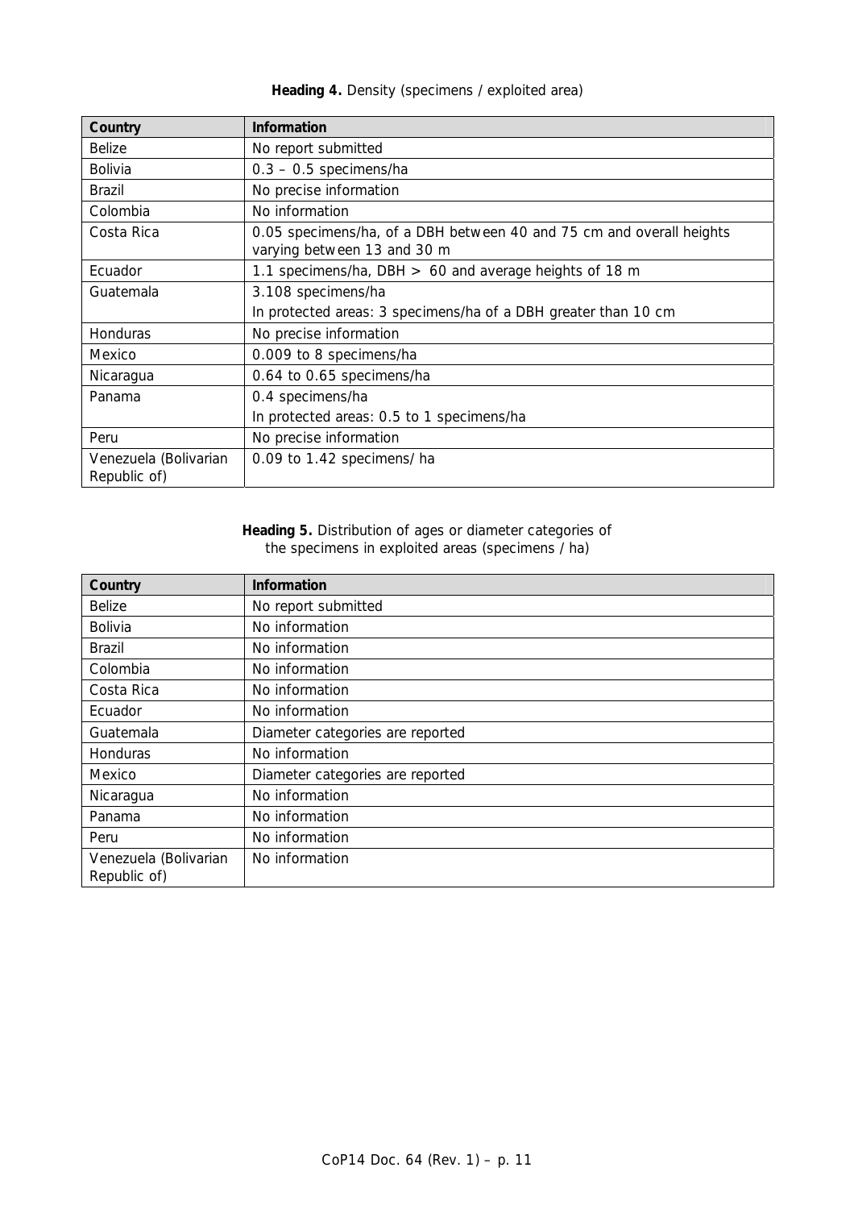**Heading 4.** Density (specimens / exploited area)

| Country | Information |
|---|---|
| Belize | No report submitted |
| Bolivia | 0.3 – 0.5 specimens/ha |
| Brazil | No precise information |
| Colombia | No information |
| Costa Rica | 0.05 specimens/ha, of a DBH between 40 and 75 cm and overall heights varying between 13 and 30 m |
| Ecuador | 1.1 specimens/ha, DBH > 60 and average heights of 18 m |
| Guatemala | 3.108 specimens/ha<br>In protected areas: 3 specimens/ha of a DBH greater than 10 cm |
| Honduras | No precise information |
| Mexico | 0.009 to 8 specimens/ha |
| Nicaragua | 0.64 to 0.65 specimens/ha |
| Panama | 0.4 specimens/ha<br>In protected areas: 0.5 to 1 specimens/ha |
| Peru | No precise information |
| Venezuela (Bolivarian Republic of) | 0.09 to 1.42 specimens/ ha |

**Heading 5.** Distribution of ages or diameter categories of the specimens in exploited areas (specimens / ha)

| Country | Information |
|---|---|
| Belize | No report submitted |
| Bolivia | No information |
| Brazil | No information |
| Colombia | No information |
| Costa Rica | No information |
| Ecuador | No information |
| Guatemala | Diameter categories are reported |
| Honduras | No information |
| Mexico | Diameter categories are reported |
| Nicaragua | No information |
| Panama | No information |
| Peru | No information |
| Venezuela (Bolivarian Republic of) | No information |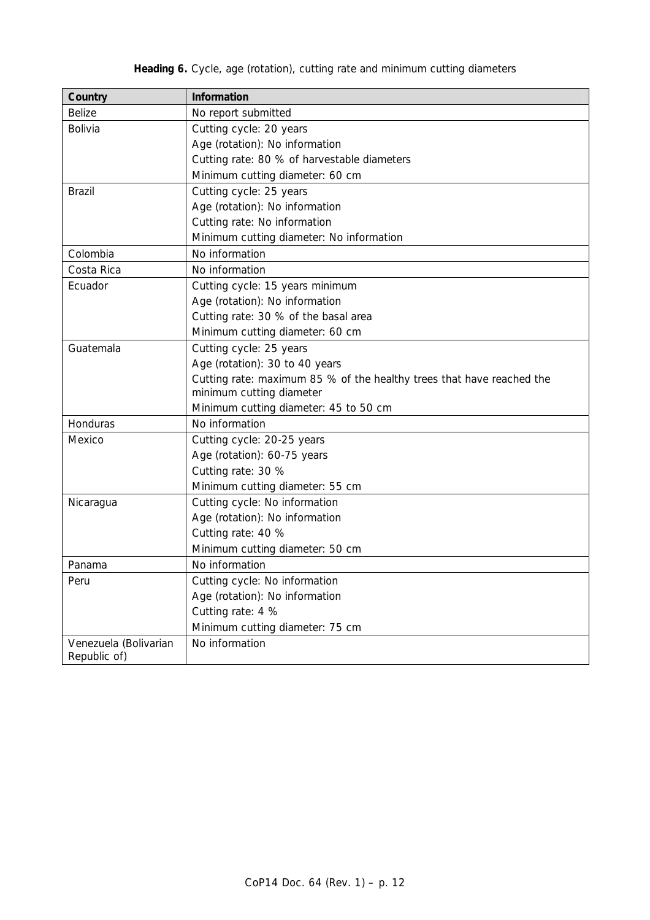**Heading 6.** Cycle, age (rotation), cutting rate and minimum cutting diameters

| Country | Information |
| --- | --- |
| Belize | No report submitted |
| Bolivia | Cutting cycle: 20 years<br>Age (rotation): No information<br>Cutting rate: 80 % of harvestable diameters<br>Minimum cutting diameter: 60 cm |
| Brazil | Cutting cycle: 25 years<br>Age (rotation): No information<br>Cutting rate: No information<br>Minimum cutting diameter: No information |
| Colombia | No information |
| Costa Rica | No information |
| Ecuador | Cutting cycle: 15 years minimum<br>Age (rotation): No information<br>Cutting rate: 30 % of the basal area<br>Minimum cutting diameter: 60 cm |
| Guatemala | Cutting cycle: 25 years<br>Age (rotation): 30 to 40 years<br>Cutting rate: maximum 85 % of the healthy trees that have reached the minimum cutting diameter<br>Minimum cutting diameter: 45 to 50 cm |
| Honduras | No information |
| Mexico | Cutting cycle: 20-25 years<br>Age (rotation): 60-75 years<br>Cutting rate: 30 %<br>Minimum cutting diameter: 55 cm |
| Nicaragua | Cutting cycle: No information<br>Age (rotation): No information<br>Cutting rate: 40 %<br>Minimum cutting diameter: 50 cm |
| Panama | No information |
| Peru | Cutting cycle: No information<br>Age (rotation): No information<br>Cutting rate: 4 %<br>Minimum cutting diameter: 75 cm |
| Venezuela (Bolivarian Republic of) | No information |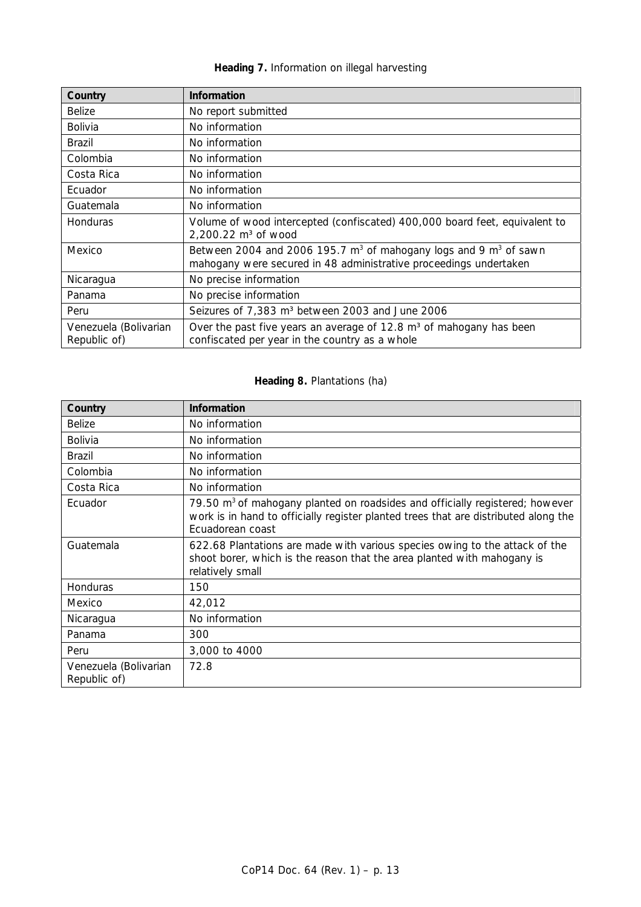**Heading 7.** Information on illegal harvesting

| Country | Information |
|---|---|
| Belize | No report submitted |
| Bolivia | No information |
| Brazil | No information |
| Colombia | No information |
| Costa Rica | No information |
| Ecuador | No information |
| Guatemala | No information |
| Honduras | Volume of wood intercepted (confiscated) 400,000 board feet, equivalent to 2,200.22 $m^3$ of wood |
| Mexico | Between 2004 and 2006 195.7 $m^3$ of mahogany logs and 9 $m^3$ of sawn mahogany were secured in 48 administrative proceedings undertaken |
| Nicaragua | No precise information |
| Panama | No precise information |
| Peru | Seizures of 7,383 $m^3$ between 2003 and June 2006 |
| Venezuela (Bolivarian Republic of) | Over the past five years an average of 12.8 $m^3$ of mahogany has been confiscated per year in the country as a whole |

**Heading 8.** Plantations (ha)

| Country | Information |
|---|---|
| Belize | No information |
| Bolivia | No information |
| Brazil | No information |
| Colombia | No information |
| Costa Rica | No information |
| Ecuador | 79.50 $m^3$ of mahogany planted on roadsides and officially registered; however work is in hand to officially register planted trees that are distributed along the Ecuadorean coast |
| Guatemala | 622.68 Plantations are made with various species owing to the attack of the shoot borer, which is the reason that the area planted with mahogany is relatively small |
| Honduras | 150 |
| Mexico | 42,012 |
| Nicaragua | No information |
| Panama | 300 |
| Peru | 3,000 to 4000 |
| Venezuela (Bolivarian Republic of) | 72.8 |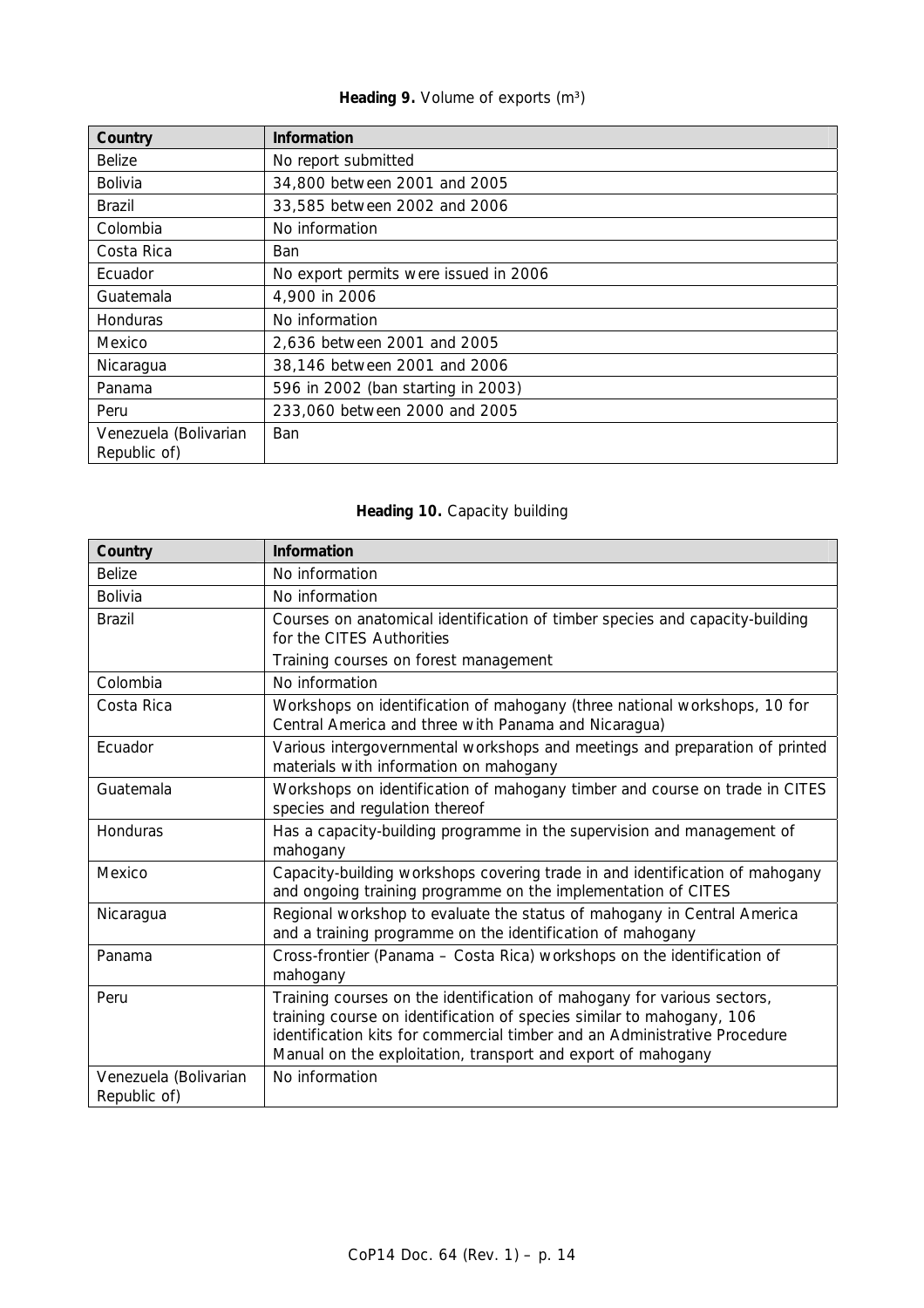**Heading 9.** Volume of exports ($m^3$)

| Country | Information |
|---|---|
| Belize | No report submitted |
| Bolivia | 34,800 between 2001 and 2005 |
| Brazil | 33,585 between 2002 and 2006 |
| Colombia | No information |
| Costa Rica | Ban |
| Ecuador | No export permits were issued in 2006 |
| Guatemala | 4,900 in 2006 |
| Honduras | No information |
| Mexico | 2,636 between 2001 and 2005 |
| Nicaragua | 38,146 between 2001 and 2006 |
| Panama | 596 in 2002 (ban starting in 2003) |
| Peru | 233,060 between 2000 and 2005 |
| Venezuela (Bolivarian Republic of) | Ban |

**Heading 10.** Capacity building

| Country | Information |
|---|---|
| Belize | No information |
| Bolivia | No information |
| Brazil | Courses on anatomical identification of timber species and capacity-building for the CITES Authorities<br>Training courses on forest management |
| Colombia | No information |
| Costa Rica | Workshops on identification of mahogany (three national workshops, 10 for Central America and three with Panama and Nicaragua) |
| Ecuador | Various intergovernmental workshops and meetings and preparation of printed materials with information on mahogany |
| Guatemala | Workshops on identification of mahogany timber and course on trade in CITES species and regulation thereof |
| Honduras | Has a capacity-building programme in the supervision and management of mahogany |
| Mexico | Capacity-building workshops covering trade in and identification of mahogany and ongoing training programme on the implementation of CITES |
| Nicaragua | Regional workshop to evaluate the status of mahogany in Central America and a training programme on the identification of mahogany |
| Panama | Cross-frontier (Panama – Costa Rica) workshops on the identification of mahogany |
| Peru | Training courses on the identification of mahogany for various sectors, training course on identification of species similar to mahogany, 106 identification kits for commercial timber and an Administrative Procedure Manual on the exploitation, transport and export of mahogany |
| Venezuela (Bolivarian Republic of) | No information |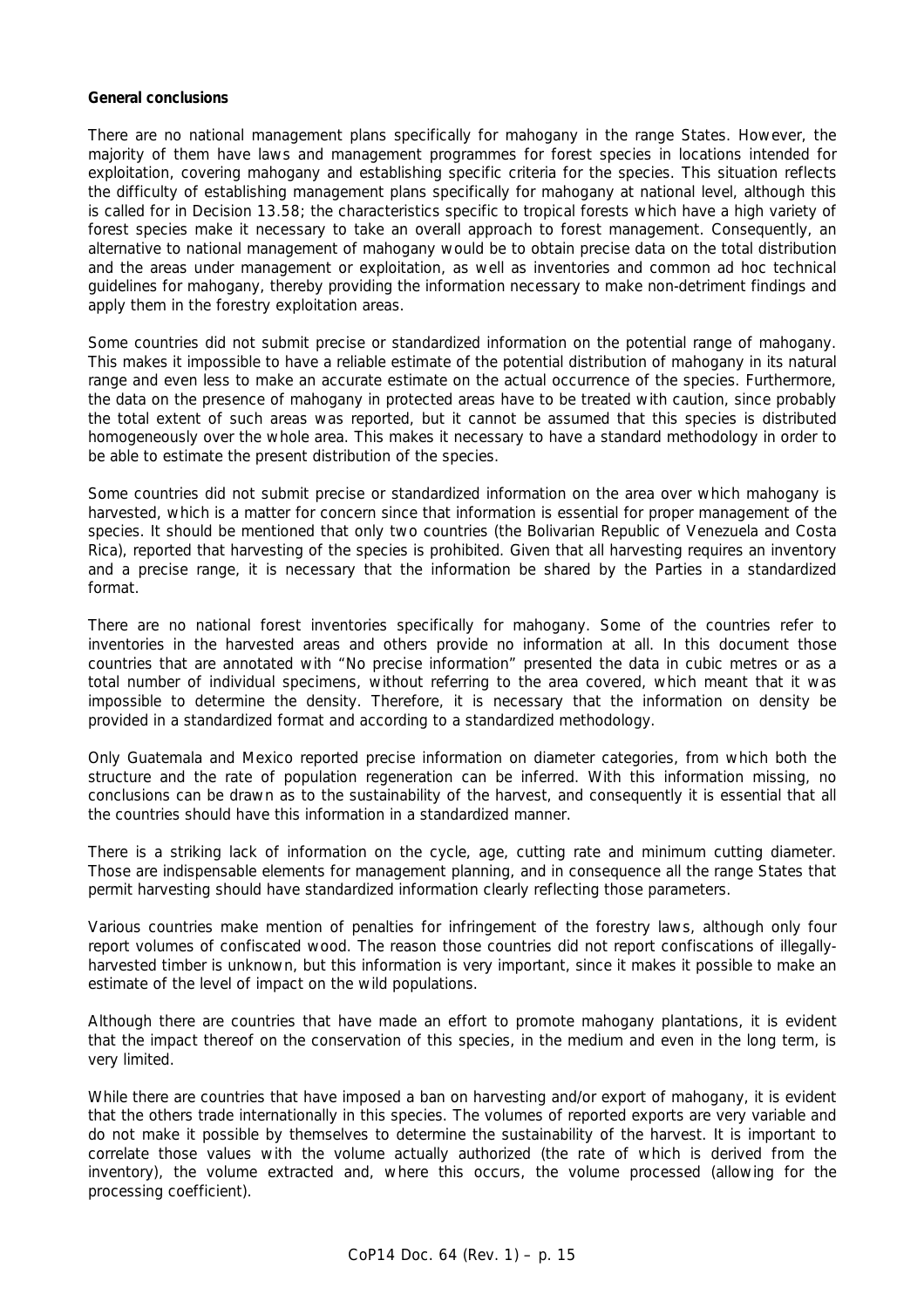**General conclusions**

There are no national management plans specifically for mahogany in the range States. However, the majority of them have laws and management programmes for forest species in locations intended for exploitation, covering mahogany and establishing specific criteria for the species. This situation reflects the difficulty of establishing management plans specifically for mahogany at national level, although this is called for in Decision 13.58; the characteristics specific to tropical forests which have a high variety of forest species make it necessary to take an overall approach to forest management. Consequently, an alternative to national management of mahogany would be to obtain precise data on the total distribution and the areas under management or exploitation, as well as inventories and common ad hoc technical guidelines for mahogany, thereby providing the information necessary to make non-detriment findings and apply them in the forestry exploitation areas.

Some countries did not submit precise or standardized information on the potential range of mahogany. This makes it impossible to have a reliable estimate of the potential distribution of mahogany in its natural range and even less to make an accurate estimate on the actual occurrence of the species. Furthermore, the data on the presence of mahogany in protected areas have to be treated with caution, since probably the total extent of such areas was reported, but it cannot be assumed that this species is distributed homogeneously over the whole area. This makes it necessary to have a standard methodology in order to be able to estimate the present distribution of the species.

Some countries did not submit precise or standardized information on the area over which mahogany is harvested, which is a matter for concern since that information is essential for proper management of the species. It should be mentioned that only two countries (the Bolivarian Republic of Venezuela and Costa Rica), reported that harvesting of the species is prohibited. Given that all harvesting requires an inventory and a precise range, it is necessary that the information be shared by the Parties in a standardized format.

There are no national forest inventories specifically for mahogany. Some of the countries refer to inventories in the harvested areas and others provide no information at all. In this document those countries that are annotated with "No precise information" presented the data in cubic metres or as a total number of individual specimens, without referring to the area covered, which meant that it was impossible to determine the density. Therefore, it is necessary that the information on density be provided in a standardized format and according to a standardized methodology.

Only Guatemala and Mexico reported precise information on diameter categories, from which both the structure and the rate of population regeneration can be inferred. With this information missing, no conclusions can be drawn as to the sustainability of the harvest, and consequently it is essential that all the countries should have this information in a standardized manner.

There is a striking lack of information on the cycle, age, cutting rate and minimum cutting diameter. Those are indispensable elements for management planning, and in consequence all the range States that permit harvesting should have standardized information clearly reflecting those parameters.

Various countries make mention of penalties for infringement of the forestry laws, although only four report volumes of confiscated wood. The reason those countries did not report confiscations of illegally-harvested timber is unknown, but this information is very important, since it makes it possible to make an estimate of the level of impact on the wild populations.

Although there are countries that have made an effort to promote mahogany plantations, it is evident that the impact thereof on the conservation of this species, in the medium and even in the long term, is very limited.

While there are countries that have imposed a ban on harvesting and/or export of mahogany, it is evident that the others trade internationally in this species. The volumes of reported exports are very variable and do not make it possible by themselves to determine the sustainability of the harvest. It is important to correlate those values with the volume actually authorized (the rate of which is derived from the inventory), the volume extracted and, where this occurs, the volume processed (allowing for the processing coefficient).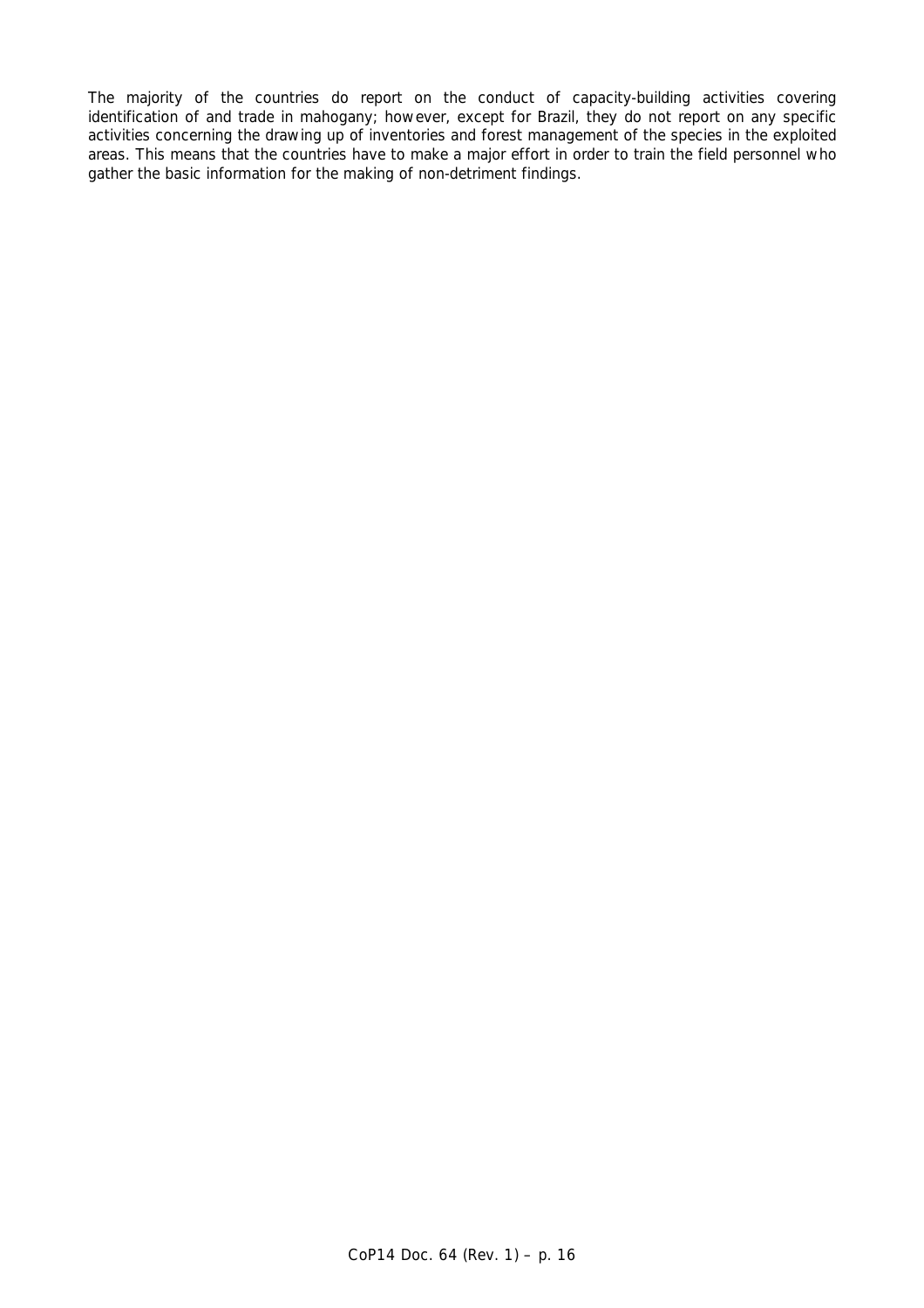The majority of the countries do report on the conduct of capacity-building activities covering identification of and trade in mahogany; however, except for Brazil, they do not report on any specific activities concerning the drawing up of inventories and forest management of the species in the exploited areas. This means that the countries have to make a major effort in order to train the field personnel who gather the basic information for the making of non-detriment findings.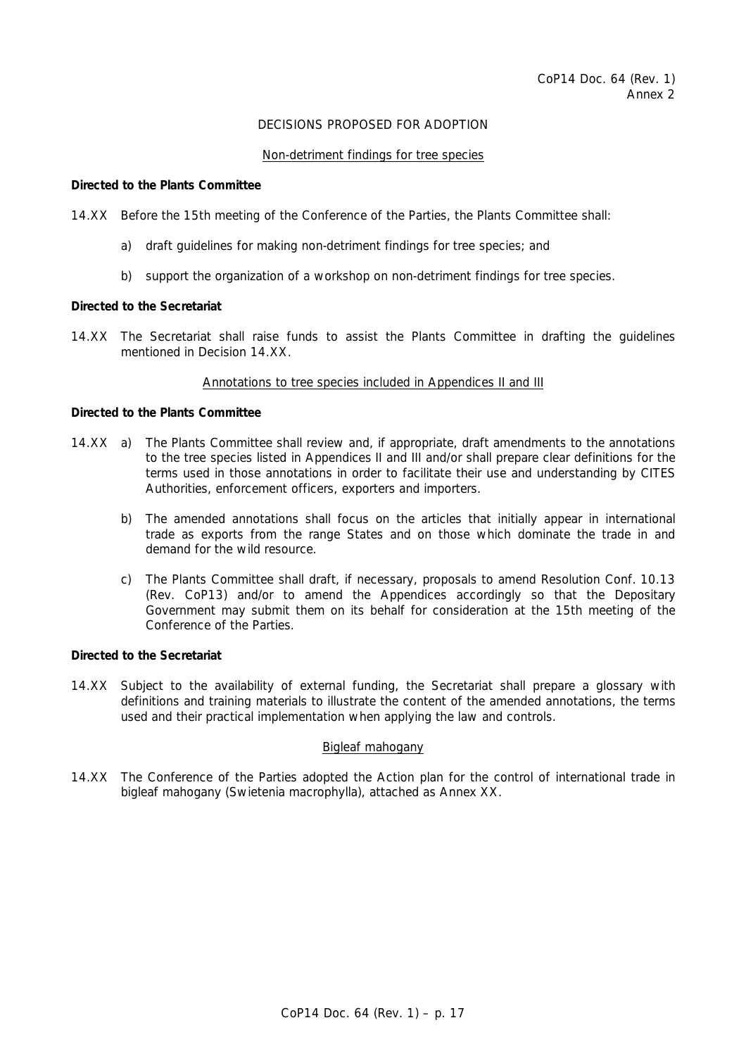CoP14 Doc. 64 (Rev. 1)
Annex 2

# DECISIONS PROPOSED FOR ADOPTION

## Non-detriment findings for tree species

**Directed to the Plants Committee**

14.XX Before the 15th meeting of the Conference of the Parties, the Plants Committee shall:

a) draft guidelines for making non-detriment findings for tree species; and

b) support the organization of a workshop on non-detriment findings for tree species.

**Directed to the Secretariat**

14.XX The Secretariat shall raise funds to assist the Plants Committee in drafting the guidelines mentioned in Decision 14.XX.

## Annotations to tree species included in Appendices II and III

**Directed to the Plants Committee**

14.XX a) The Plants Committee shall review and, if appropriate, draft amendments to the annotations to the tree species listed in Appendices II and III and/or shall prepare clear definitions for the terms used in those annotations in order to facilitate their use and understanding by CITES Authorities, enforcement officers, exporters and importers.

b) The amended annotations shall focus on the articles that initially appear in international trade as exports from the range States and on those which dominate the trade in and demand for the wild resource.

c) The Plants Committee shall draft, if necessary, proposals to amend Resolution Conf. 10.13 (Rev. CoP13) and/or to amend the Appendices accordingly so that the Depositary Government may submit them on its behalf for consideration at the 15th meeting of the Conference of the Parties.

**Directed to the Secretariat**

14.XX Subject to the availability of external funding, the Secretariat shall prepare a glossary with definitions and training materials to illustrate the content of the amended annotations, the terms used and their practical implementation when applying the law and controls.

## Bigleaf mahogany

14.XX The Conference of the Parties adopted the Action plan for the control of international trade in bigleaf mahogany (*Swietenia macrophylla*), attached as Annex XX.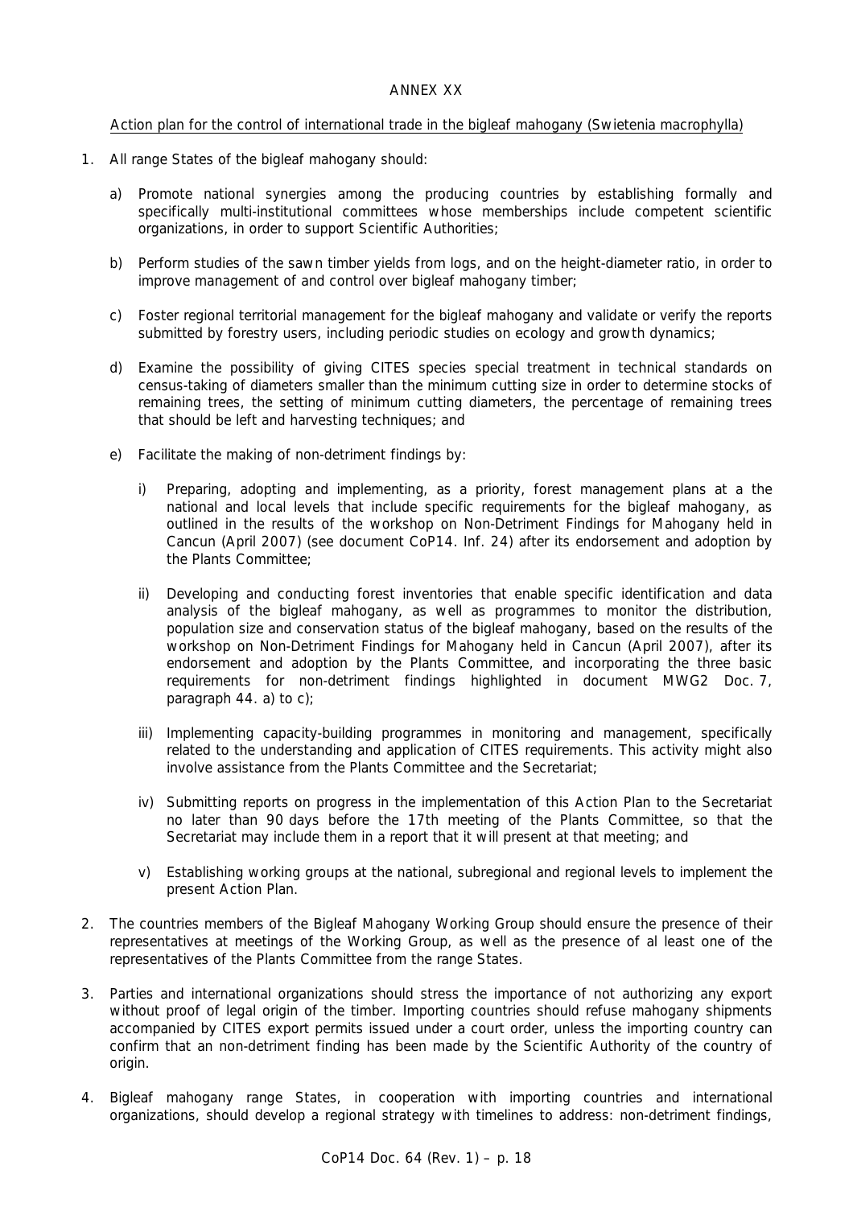ANNEX XX

Action plan for the control of international trade in the bigleaf mahogany (*Swietenia macrophylla*)

1. All range States of the bigleaf mahogany should:

   a) Promote national synergies among the producing countries by establishing formally and specifically multi-institutional committees whose memberships include competent scientific organizations, in order to support Scientific Authorities;

   b) Perform studies of the sawn timber yields from logs, and on the height-diameter ratio, in order to improve management of and control over bigleaf mahogany timber;

   c) Foster regional territorial management for the bigleaf mahogany and validate or verify the reports submitted by forestry users, including periodic studies on ecology and growth dynamics;

   d) Examine the possibility of giving CITES species special treatment in technical standards on census-taking of diameters smaller than the minimum cutting size in order to determine stocks of remaining trees, the setting of minimum cutting diameters, the percentage of remaining trees that should be left and harvesting techniques; and

   e) Facilitate the making of non-detriment findings by:

      i) Preparing, adopting and implementing, as a priority, forest management plans at a the national and local levels that include specific requirements for the bigleaf mahogany, as outlined in the results of the workshop on Non-Detriment Findings for Mahogany held in Cancun (April 2007) (see document CoP14. Inf. 24) after its endorsement and adoption by the Plants Committee;

      ii) Developing and conducting forest inventories that enable specific identification and data analysis of the bigleaf mahogany, as well as programmes to monitor the distribution, population size and conservation status of the bigleaf mahogany, based on the results of the workshop on Non-Detriment Findings for Mahogany held in Cancun (April 2007), after its endorsement and adoption by the Plants Committee, and incorporating the three basic requirements for non-detriment findings highlighted in document MWG2 Doc. 7, paragraph 44. a) to c);

      iii) Implementing capacity-building programmes in monitoring and management, specifically related to the understanding and application of CITES requirements. This activity might also involve assistance from the Plants Committee and the Secretariat;

      iv) Submitting reports on progress in the implementation of this Action Plan to the Secretariat no later than 90 days before the 17th meeting of the Plants Committee, so that the Secretariat may include them in a report that it will present at that meeting; and

      v) Establishing working groups at the national, subregional and regional levels to implement the present Action Plan.

2. The countries members of the Bigleaf Mahogany Working Group should ensure the presence of their representatives at meetings of the Working Group, as well as the presence of al least one of the representatives of the Plants Committee from the range States.

3. Parties and international organizations should stress the importance of not authorizing any export without proof of legal origin of the timber. Importing countries should refuse mahogany shipments accompanied by CITES export permits issued under a court order, unless the importing country can confirm that an non-detriment finding has been made by the Scientific Authority of the country of origin.

4. Bigleaf mahogany range States, in cooperation with importing countries and international organizations, should develop a regional strategy with timelines to address: non-detriment findings,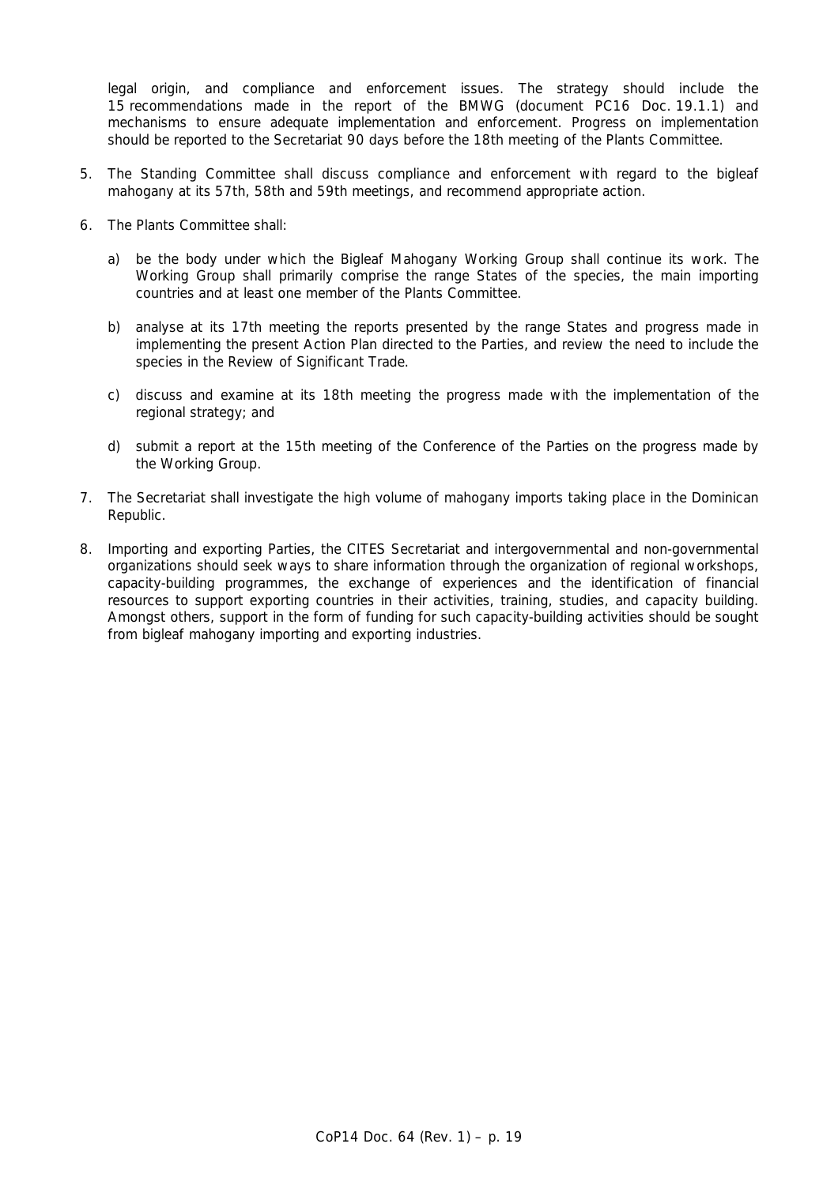legal origin, and compliance and enforcement issues. The strategy should include the 15 recommendations made in the report of the BMWG (document PC16 Doc. 19.1.1) and mechanisms to ensure adequate implementation and enforcement. Progress on implementation should be reported to the Secretariat 90 days before the 18th meeting of the Plants Committee.

5. The Standing Committee shall discuss compliance and enforcement with regard to the bigleaf mahogany at its 57th, 58th and 59th meetings, and recommend appropriate action.

6. The Plants Committee shall:

   a) be the body under which the Bigleaf Mahogany Working Group shall continue its work. The Working Group shall primarily comprise the range States of the species, the main importing countries and at least one member of the Plants Committee.

   b) analyse at its 17th meeting the reports presented by the range States and progress made in implementing the present Action Plan directed to the Parties, and review the need to include the species in the Review of Significant Trade.

   c) discuss and examine at its 18th meeting the progress made with the implementation of the regional strategy; and

   d) submit a report at the 15th meeting of the Conference of the Parties on the progress made by the Working Group.

7. The Secretariat shall investigate the high volume of mahogany imports taking place in the Dominican Republic.

8. Importing and exporting Parties, the CITES Secretariat and intergovernmental and non-governmental organizations should seek ways to share information through the organization of regional workshops, capacity-building programmes, the exchange of experiences and the identification of financial resources to support exporting countries in their activities, training, studies, and capacity building. Amongst others, support in the form of funding for such capacity-building activities should be sought from bigleaf mahogany importing and exporting industries.